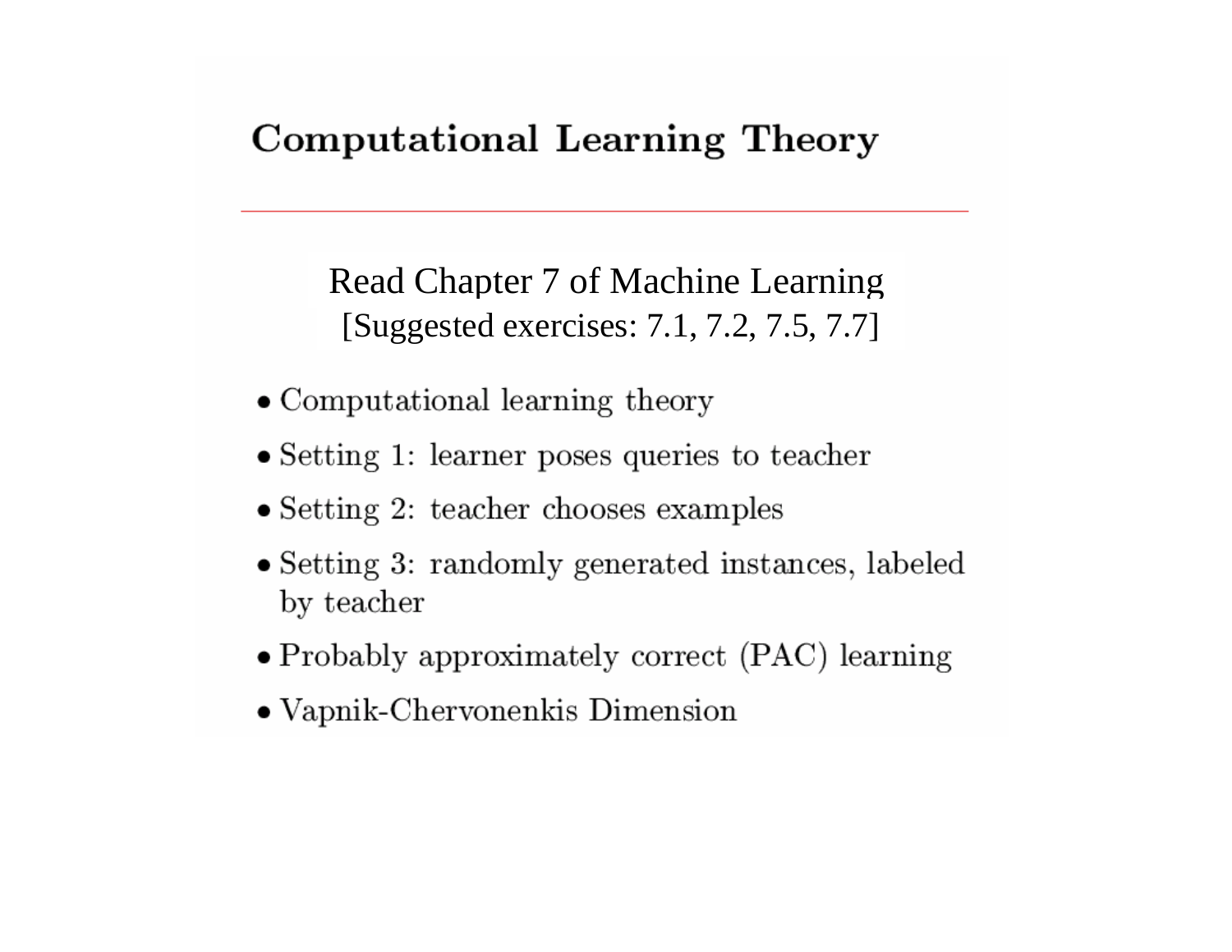# Computational Learning Theory

Read Chapter 7 of Machine Learning
[Suggested exercises: 7.1, 7.2, 7.5, 7.7]

- Computational learning theory
- Setting 1: learner poses queries to teacher
- Setting 2: teacher chooses examples
- Setting 3: randomly generated instances, labeled by teacher
- Probably approximately correct (PAC) learning
- Vapnik-Chervonenkis Dimension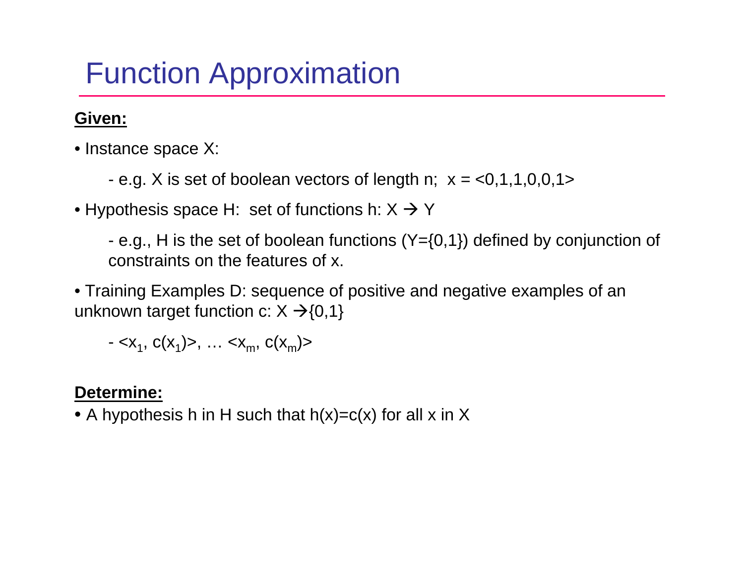# Function Approximation

**Given:**

- Instance space X:
  - e.g. X is set of boolean vectors of length n; x = <0,1,1,0,0,1>
- Hypothesis space H: set of functions h: X → Y
  - e.g., H is the set of boolean functions (Y={0,1}) defined by conjunction of constraints on the features of x.
- Training Examples D: sequence of positive and negative examples of an unknown target function c: X →{0,1}
  - <$x_1$, c($x_1$)>, … <$x_m$, c($x_m$)>

**Determine:**

- A hypothesis h in H such that h(x)=c(x) for all x in X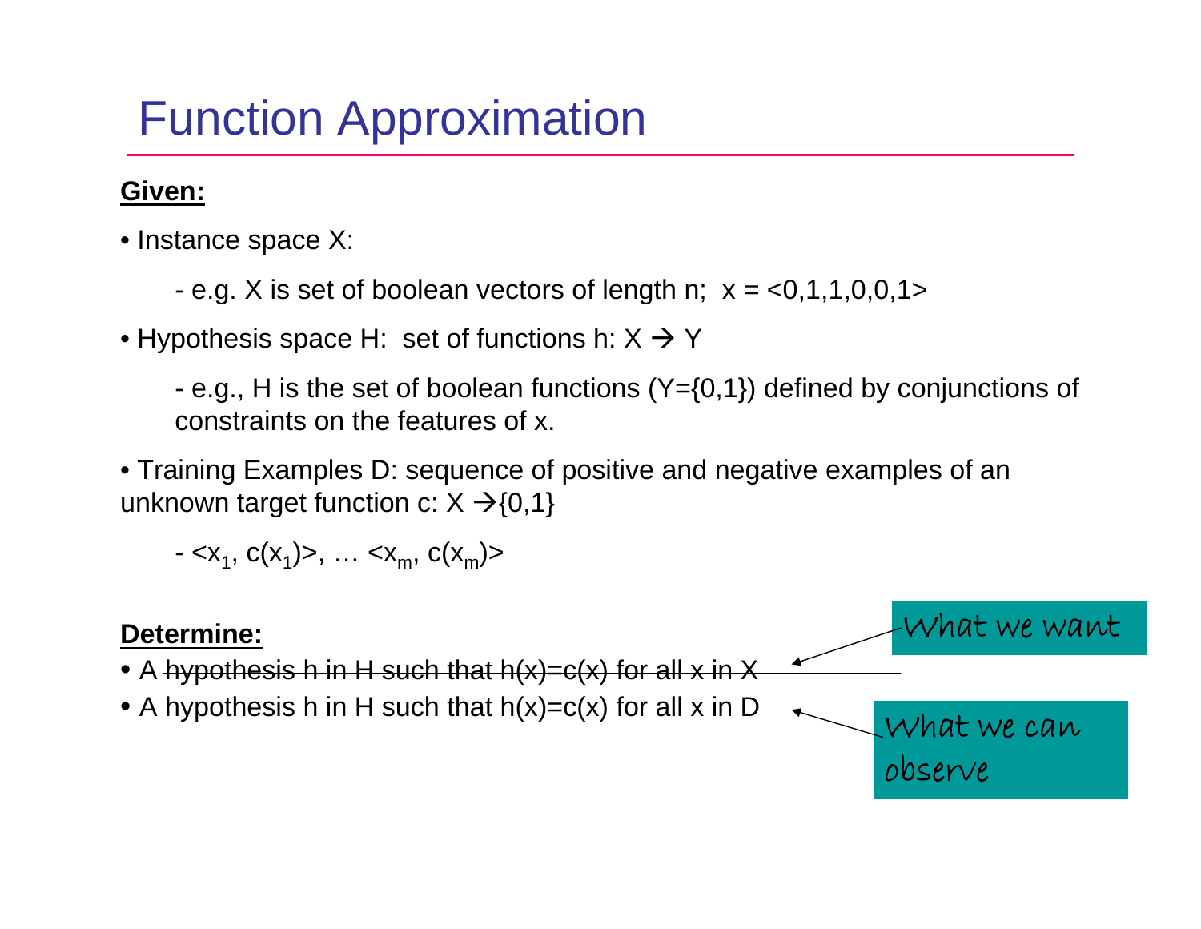# Function Approximation

**Given:**

- Instance space X:
  - e.g. X is set of boolean vectors of length n; x = <0,1,1,0,0,1>
- Hypothesis space H: set of functions h: X → Y
  - e.g., H is the set of boolean functions (Y={0,1}) defined by conjunctions of constraints on the features of x.
- Training Examples D: sequence of positive and negative examples of an unknown target function c: X →{0,1}
  - <$x_1$, $c(x_1)$>, … <$x_m$, $c(x_m)$>

**Determine:**

- A ~~hypothesis h in H such that h(x)=c(x) for all x in X~~ ← What we want
- A hypothesis h in H such that h(x)=c(x) for all x in D ← What we can observe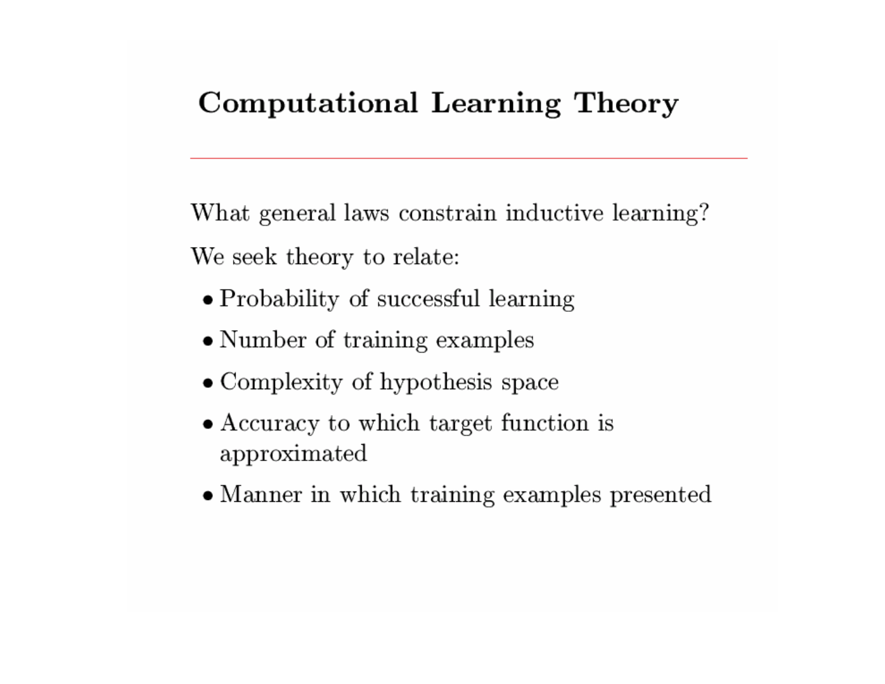# Computational Learning Theory

What general laws constrain inductive learning?

We seek theory to relate:

- Probability of successful learning
- Number of training examples
- Complexity of hypothesis space
- Accuracy to which target function is approximated
- Manner in which training examples presented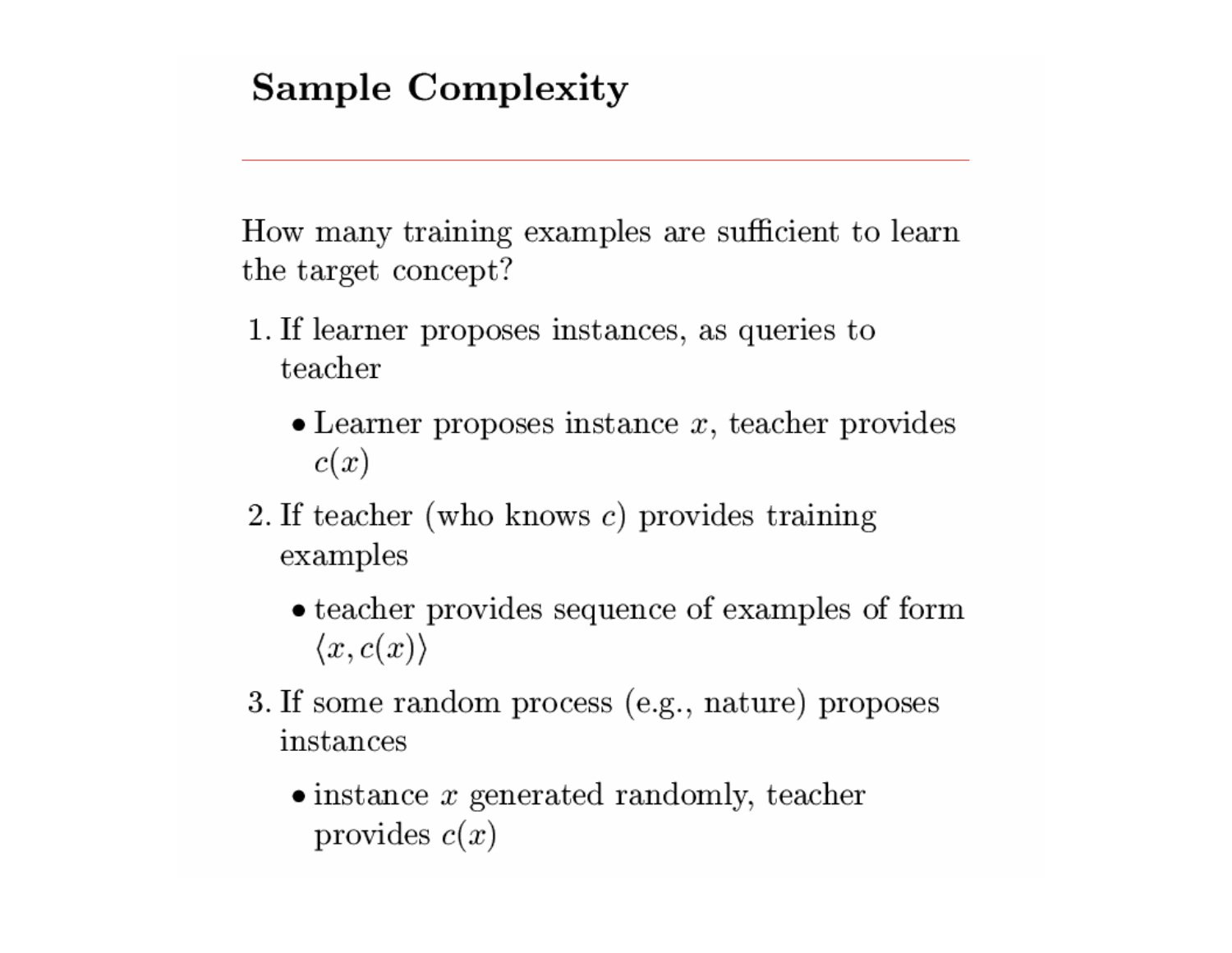# Sample Complexity

How many training examples are sufficient to learn the target concept?

1. If learner proposes instances, as queries to teacher
   - Learner proposes instance $x$, teacher provides $c(x)$
2. If teacher (who knows $c$) provides training examples
   - teacher provides sequence of examples of form $\langle x, c(x) \rangle$
3. If some random process (e.g., nature) proposes instances
   - instance $x$ generated randomly, teacher provides $c(x)$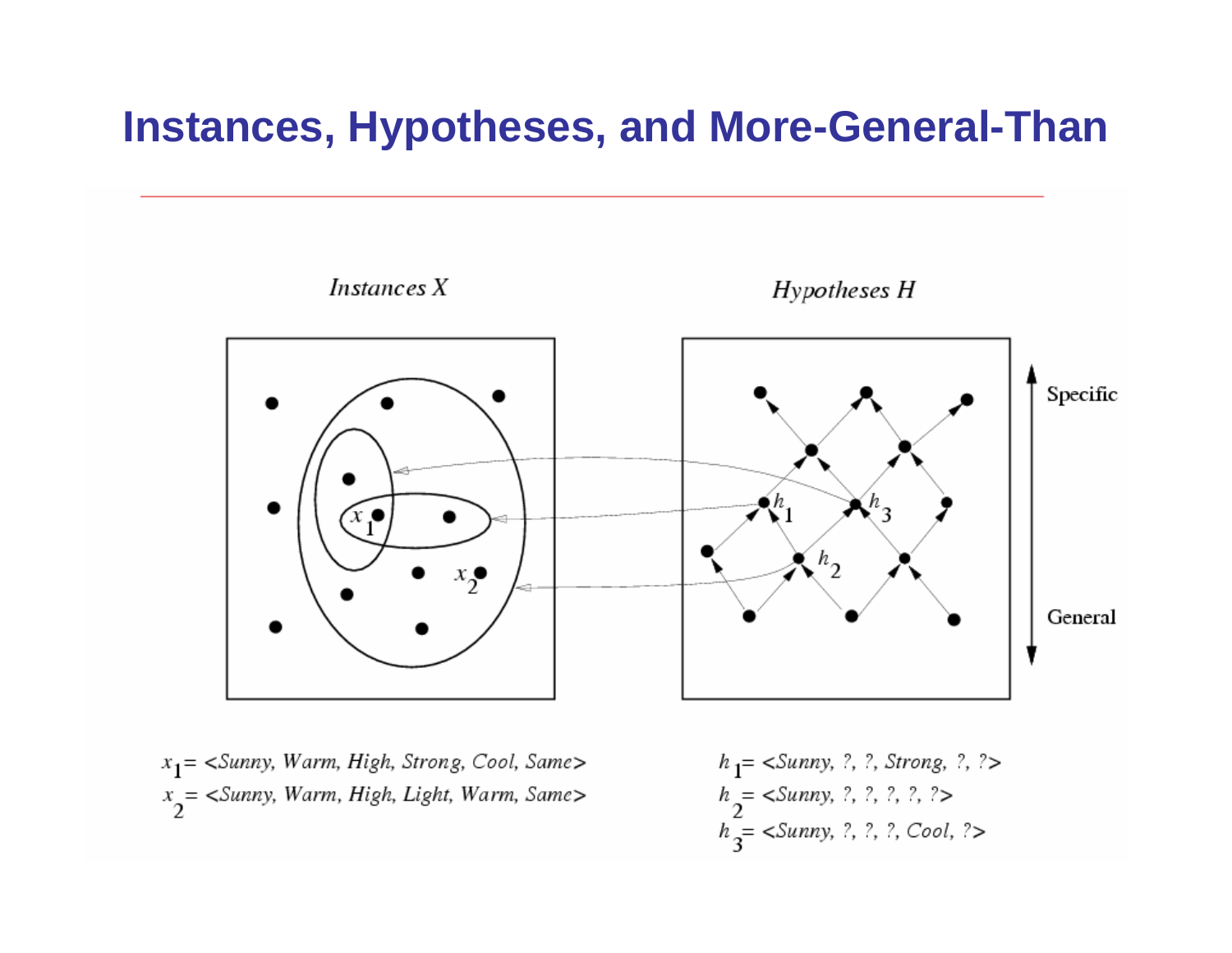# Instances, Hypotheses, and More-General-Than

*Instances X*

*Hypotheses H*

Specific

General

$x_1$ = <Sunny, Warm, High, Strong, Cool, Same>

$x_2$ = <Sunny, Warm, High, Light, Warm, Same>

$h_1$ = <Sunny, ?, ?, Strong, ?, ?>

$h_2$ = <Sunny, ?, ?, ?, ?, ?>

$h_3$ = <Sunny, ?, ?, ?, Cool, ?>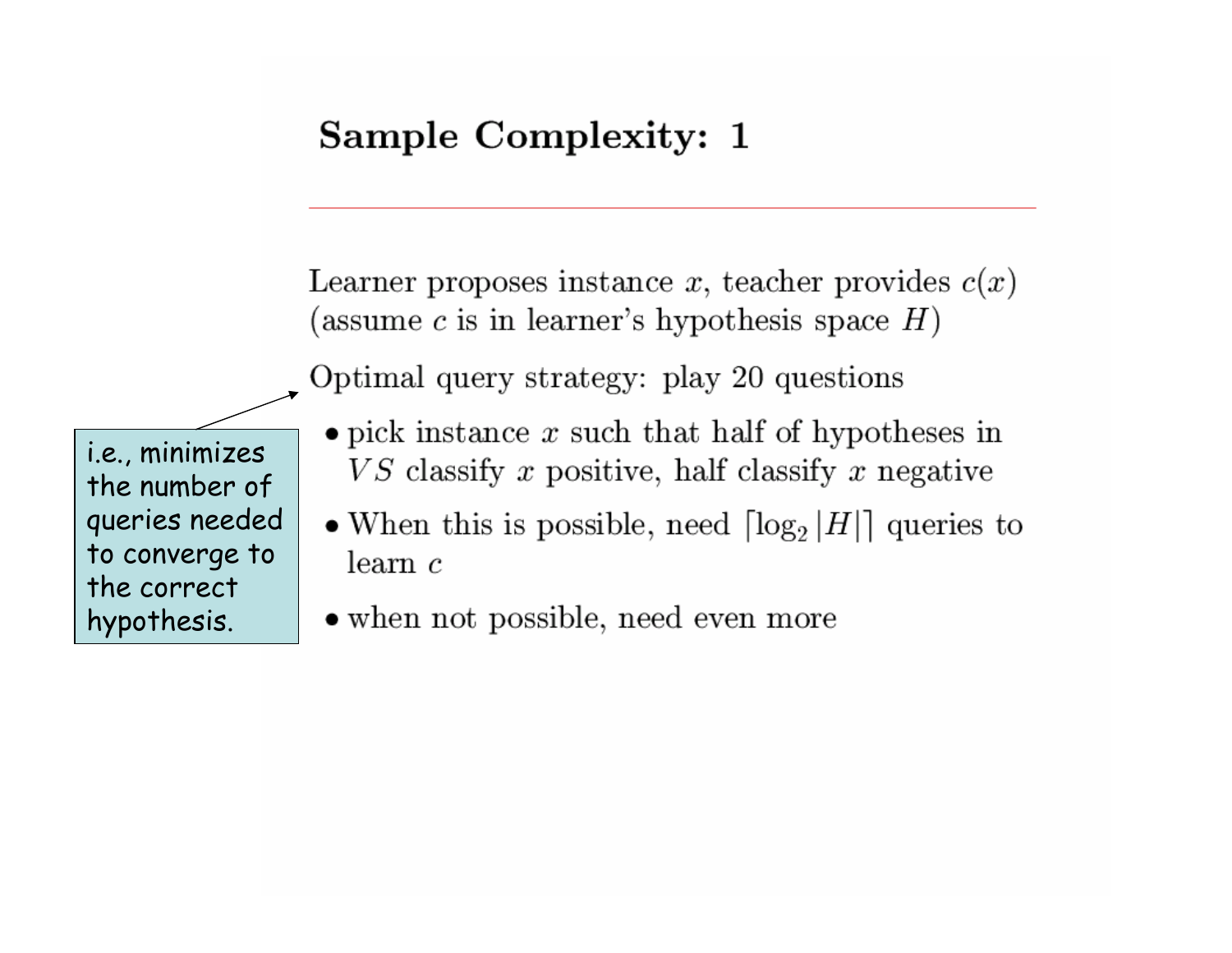# Sample Complexity: 1

Learner proposes instance $x$, teacher provides $c(x)$ (assume $c$ is in learner's hypothesis space $H$)

Optimal query strategy: play 20 questions

- pick instance $x$ such that half of hypotheses in $VS$ classify $x$ positive, half classify $x$ negative
- When this is possible, need $\lceil \log_2 |H| \rceil$ queries to learn $c$
- when not possible, need even more

i.e., minimizes the number of queries needed to converge to the correct hypothesis.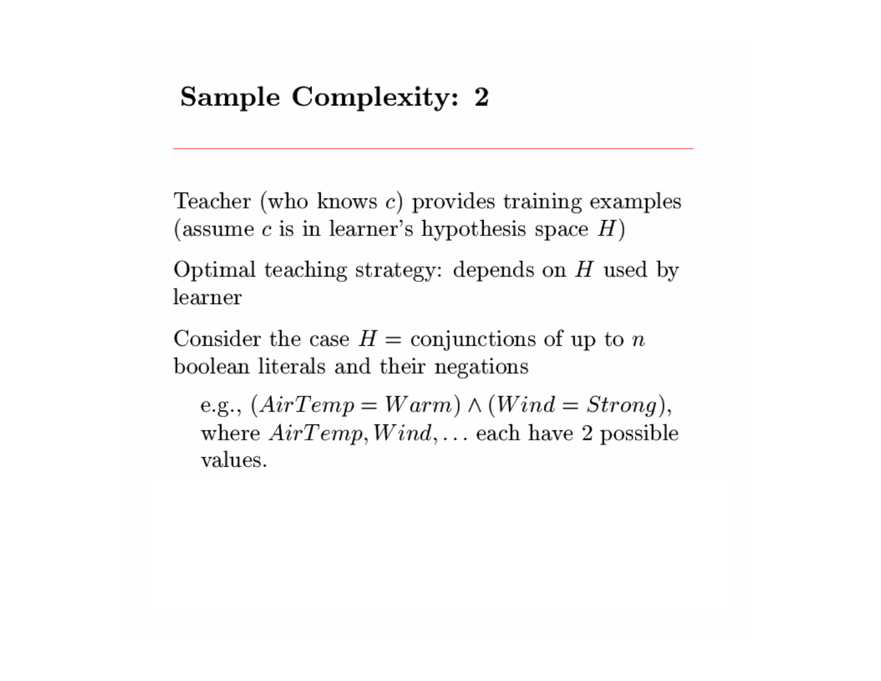## Sample Complexity: 2

Teacher (who knows $c$) provides training examples (assume $c$ is in learner's hypothesis space $H$)

Optimal teaching strategy: depends on $H$ used by learner

Consider the case $H =$ conjunctions of up to $n$ boolean literals and their negations

> e.g., $(AirTemp = Warm) \wedge (Wind = Strong)$, where $AirTemp, Wind, \ldots$ each have 2 possible values.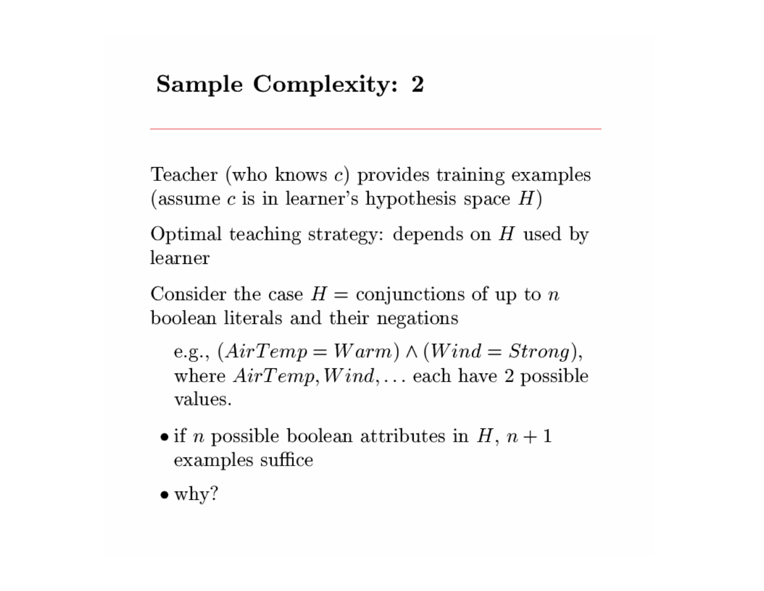# Sample Complexity: 2

Teacher (who knows $c$) provides training examples (assume $c$ is in learner's hypothesis space $H$)

Optimal teaching strategy: depends on $H$ used by learner

Consider the case $H$ = conjunctions of up to $n$ boolean literals and their negations

> e.g., $(AirTemp = Warm) \wedge (Wind = Strong)$, where $AirTemp, Wind, \ldots$ each have 2 possible values.

- if $n$ possible boolean attributes in $H$, $n + 1$ examples suffice
- why?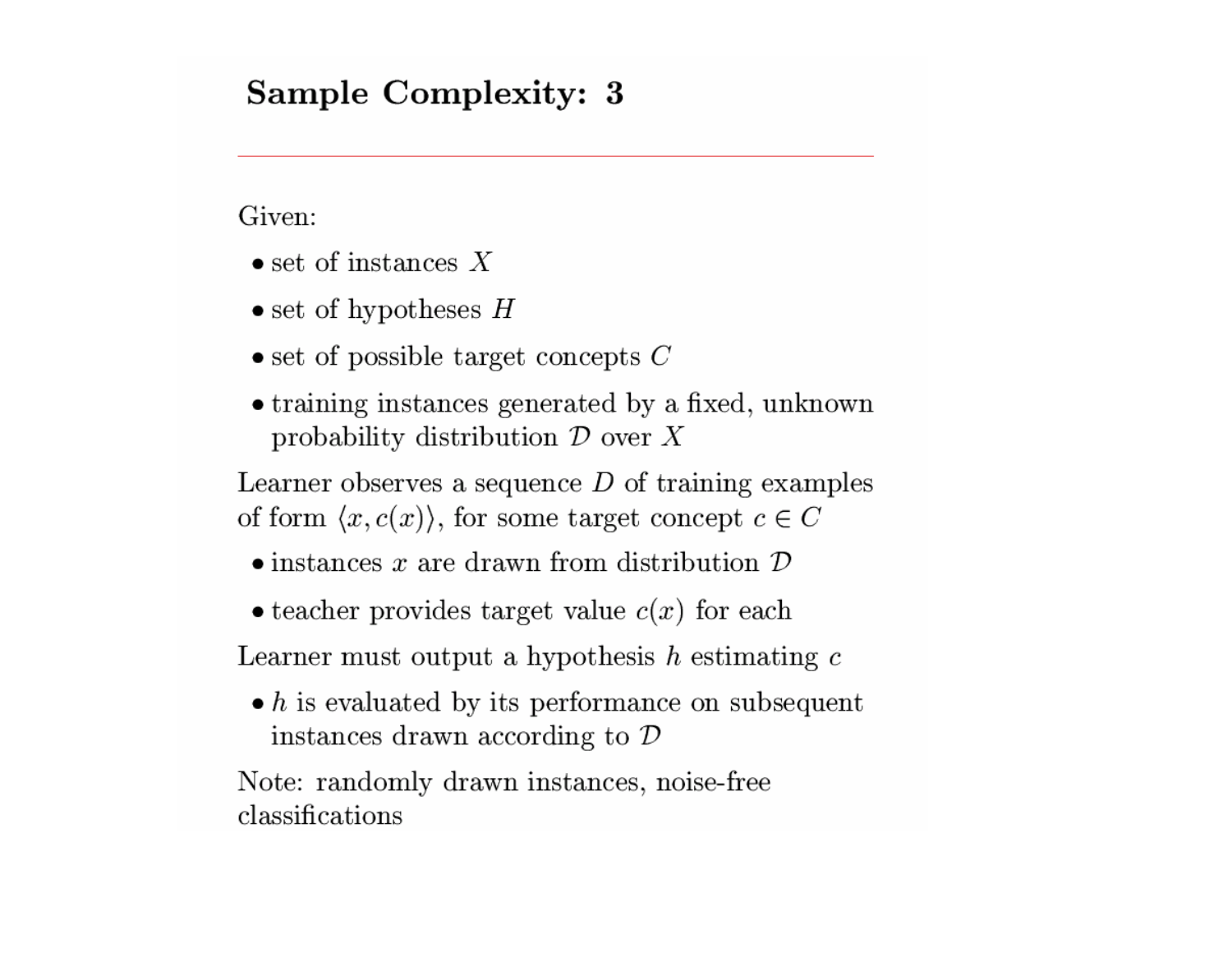# Sample Complexity: 3

Given:

- set of instances $X$
- set of hypotheses $H$
- set of possible target concepts $C$
- training instances generated by a fixed, unknown probability distribution $\mathcal{D}$ over $X$

Learner observes a sequence $D$ of training examples of form $\langle x, c(x) \rangle$, for some target concept $c \in C$

- instances $x$ are drawn from distribution $\mathcal{D}$
- teacher provides target value $c(x)$ for each

Learner must output a hypothesis $h$ estimating $c$

- $h$ is evaluated by its performance on subsequent instances drawn according to $\mathcal{D}$

Note: randomly drawn instances, noise-free classifications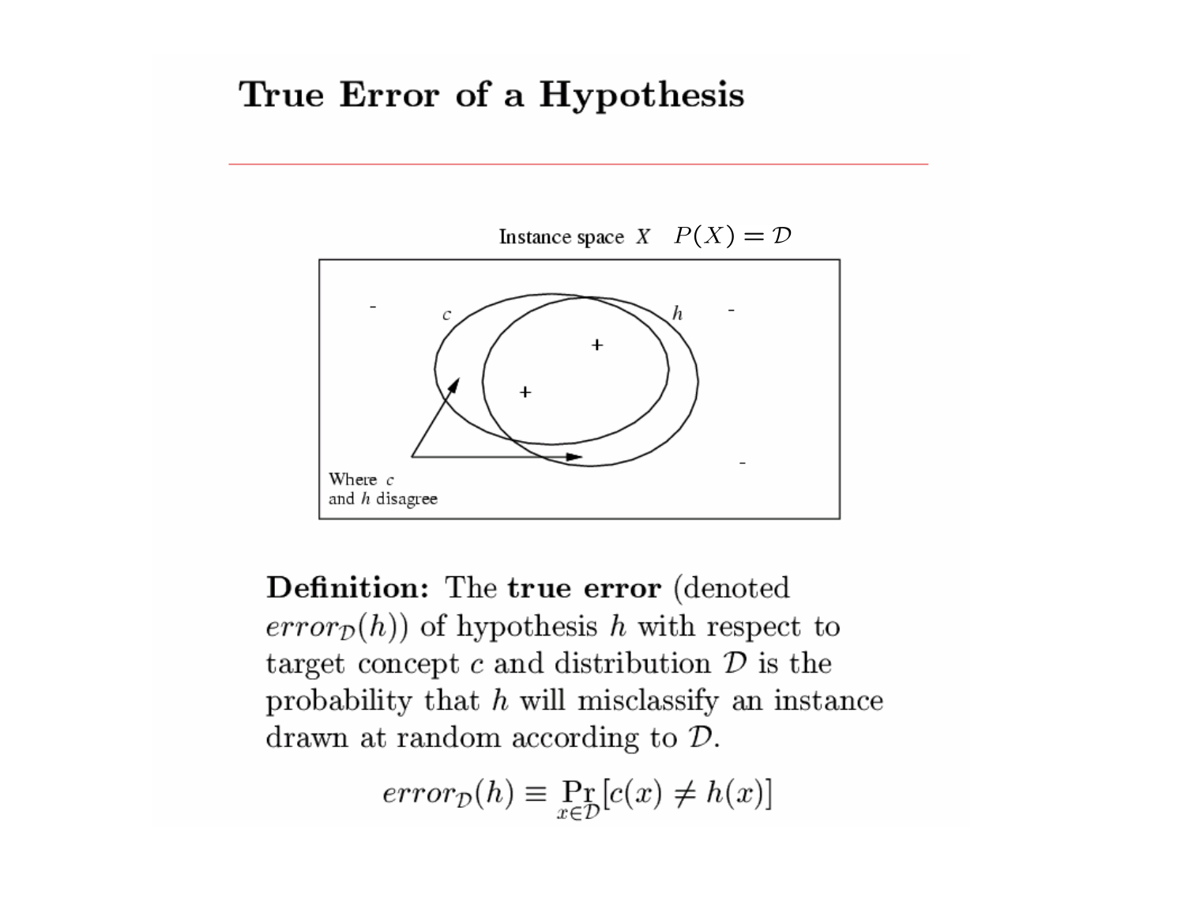# True Error of a Hypothesis

Instance space $X$ $\quad P(X) = \mathcal{D}$

Where $c$ and $h$ disagree

**Definition:** The **true error** (denoted $error_{\mathcal{D}}(h)$) of hypothesis $h$ with respect to target concept $c$ and distribution $\mathcal{D}$ is the probability that $h$ will misclassify an instance drawn at random according to $\mathcal{D}$.

$$error_{\mathcal{D}}(h) \equiv \Pr_{x \in \mathcal{D}}[c(x) \neq h(x)]$$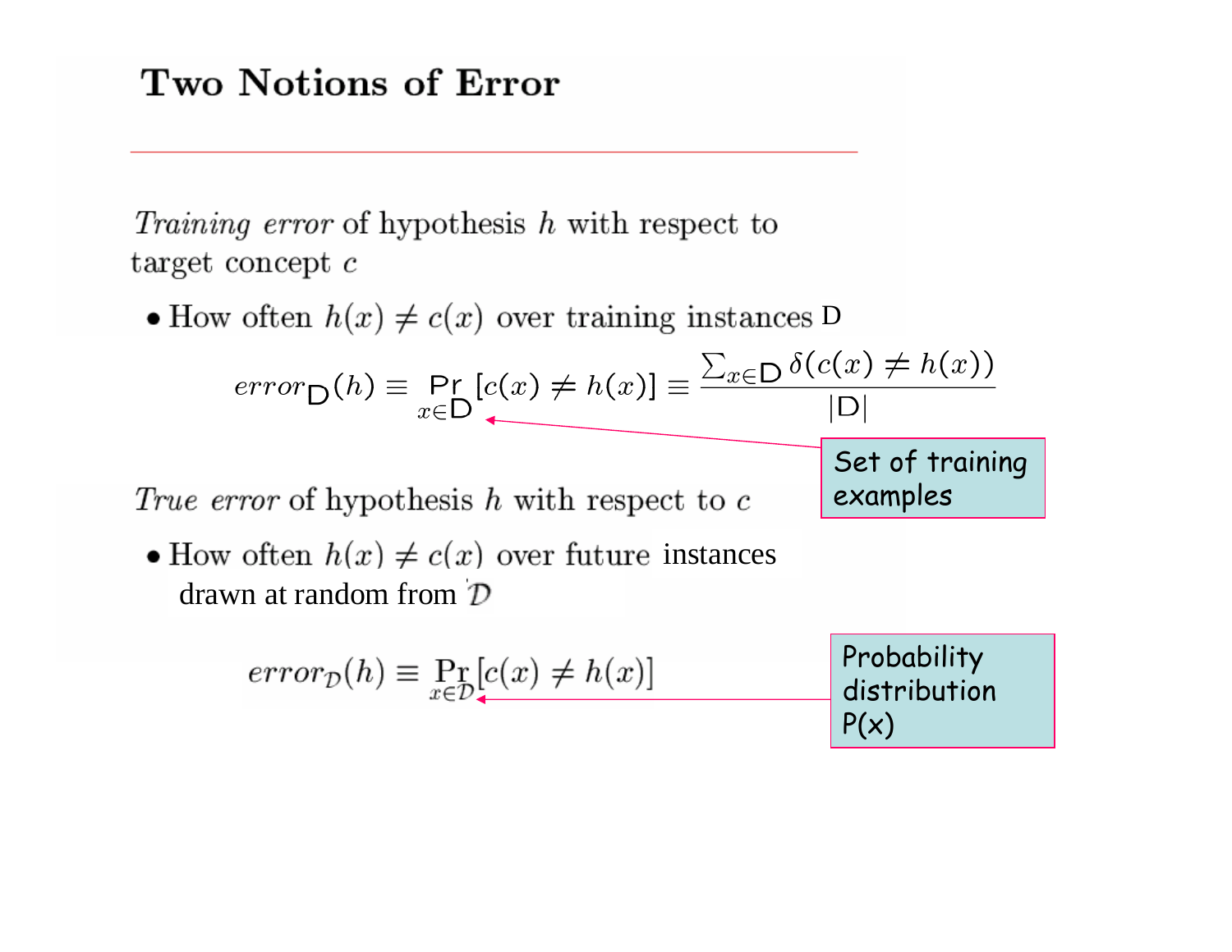## Two Notions of Error

*Training error* of hypothesis $h$ with respect to target concept $c$

- How often $h(x) \neq c(x)$ over training instances D

$$error_{\mathsf{D}}(h) \equiv \Pr_{x \in \mathsf{D}}[c(x) \neq h(x)] \equiv \frac{\sum_{x \in \mathsf{D}} \delta(c(x) \neq h(x))}{|\mathsf{D}|}$$

Set of training examples

*True error* of hypothesis $h$ with respect to $c$

- How often $h(x) \neq c(x)$ over future instances drawn at random from $\mathcal{D}$

$$error_{\mathcal{D}}(h) \equiv \Pr_{x \in \mathcal{D}}[c(x) \neq h(x)]$$

Probability distribution P(x)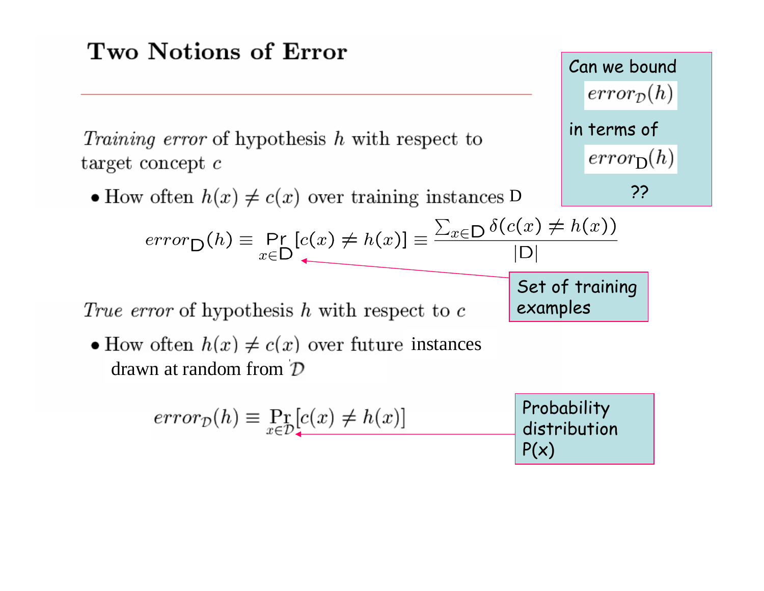# Two Notions of Error

*Training error* of hypothesis $h$ with respect to target concept $c$

- How often $h(x) \neq c(x)$ over training instances D

$$error_{\mathsf{D}}(h) \equiv \Pr_{x \in \mathsf{D}}[c(x) \neq h(x)] \equiv \frac{\sum_{x \in \mathsf{D}} \delta(c(x) \neq h(x))}{|\mathsf{D}|}$$

Set of training examples

*True error* of hypothesis $h$ with respect to $c$

- How often $h(x) \neq c(x)$ over future instances drawn at random from $\mathcal{D}$

$$error_{\mathcal{D}}(h) \equiv \Pr_{x \in \mathcal{D}}[c(x) \neq h(x)]$$

Probability distribution P(x)

Can we bound $error_{\mathcal{D}}(h)$ in terms of $error_{\mathsf{D}}(h)$ ??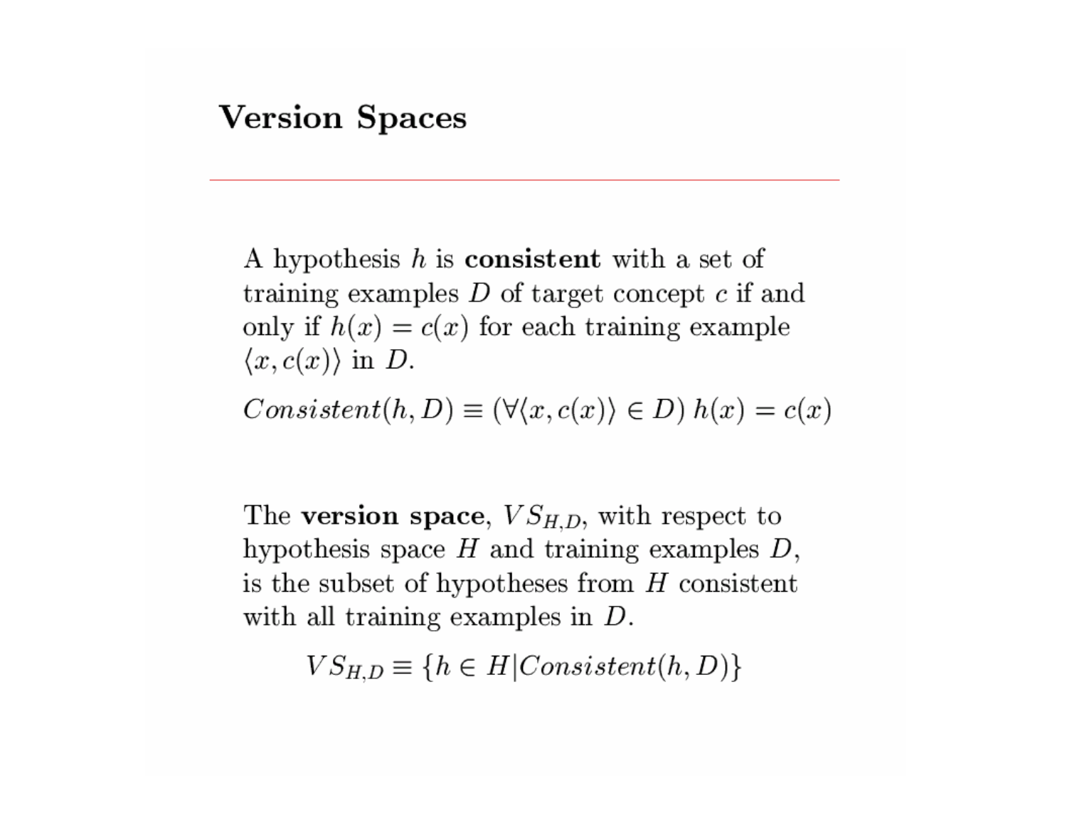# Version Spaces

A hypothesis $h$ is **consistent** with a set of training examples $D$ of target concept $c$ if and only if $h(x) = c(x)$ for each training example $\langle x, c(x) \rangle$ in $D$.

$$Consistent(h, D) \equiv (\forall \langle x, c(x) \rangle \in D) \; h(x) = c(x)$$

The **version space**, $VS_{H,D}$, with respect to hypothesis space $H$ and training examples $D$, is the subset of hypotheses from $H$ consistent with all training examples in $D$.

$$VS_{H,D} \equiv \{h \in H | Consistent(h, D)\}$$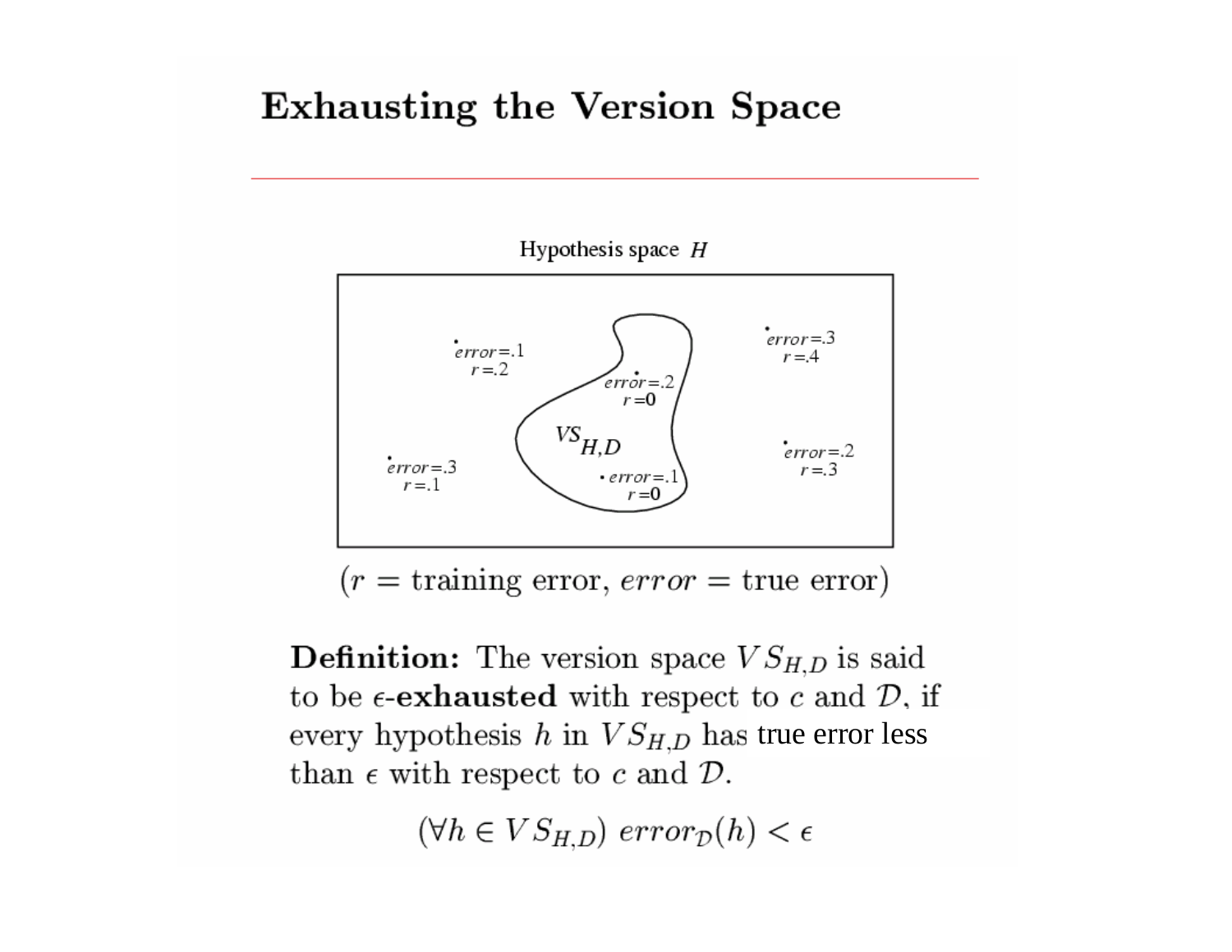# Exhausting the Version Space

Hypothesis space $H$

$VS_{H,D}$

error=.1, r=.2

error=.2, r=0

error=.1, r=0

error=.3, r=.4

error=.2, r=.3

error=.3, r=.1

($r$ = training error, $error$ = true error)

**Definition:** The version space $VS_{H,D}$ is said to be $\epsilon$-**exhausted** with respect to $c$ and $\mathcal{D}$, if every hypothesis $h$ in $VS_{H,D}$ has true error less than $\epsilon$ with respect to $c$ and $\mathcal{D}$.

$$(\forall h \in VS_{H,D})\ error_{\mathcal{D}}(h) < \epsilon$$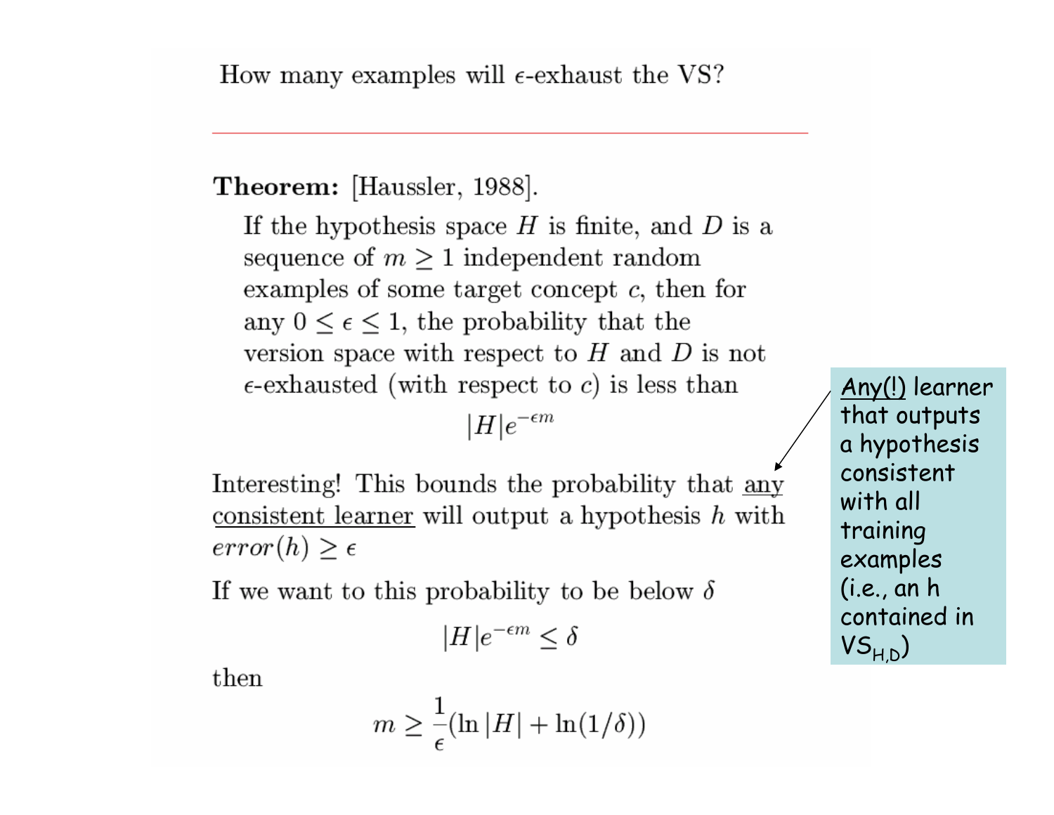How many examples will $\epsilon$-exhaust the VS?

**Theorem:** [Haussler, 1988].

If the hypothesis space $H$ is finite, and $D$ is a sequence of $m \geq 1$ independent random examples of some target concept $c$, then for any $0 \leq \epsilon \leq 1$, the probability that the version space with respect to $H$ and $D$ is not $\epsilon$-exhausted (with respect to $c$) is less than

$$|H|e^{-\epsilon m}$$

Interesting! This bounds the probability that <u>any consistent learner</u> will output a hypothesis $h$ with $error(h) \geq \epsilon$

If we want to this probability to be below $\delta$

$$|H|e^{-\epsilon m} \leq \delta$$

then

$$m \geq \frac{1}{\epsilon}(\ln |H| + \ln(1/\delta))$$

<u>Any(!)</u> learner that outputs a hypothesis consistent with all training examples (i.e., an h contained in $VS_{H,D}$)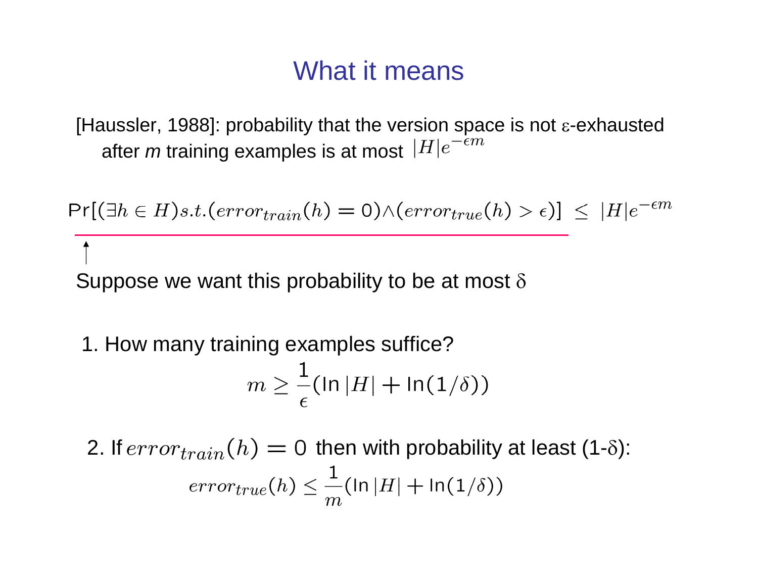# What it means

[Haussler, 1988]: probability that the version space is not $\varepsilon$-exhausted after *m* training examples is at most $|H|e^{-\epsilon m}$

$$\Pr[(\exists h \in H) s.t. (error_{train}(h) = 0) \wedge (error_{true}(h) > \epsilon)] \leq |H|e^{-\epsilon m}$$

Suppose we want this probability to be at most $\delta$

1. How many training examples suffice?

$$m \geq \frac{1}{\epsilon}(\ln |H| + \ln(1/\delta))$$

2. If $error_{train}(h) = 0$ then with probability at least (1-$\delta$):

$$error_{true}(h) \leq \frac{1}{m}(\ln |H| + \ln(1/\delta))$$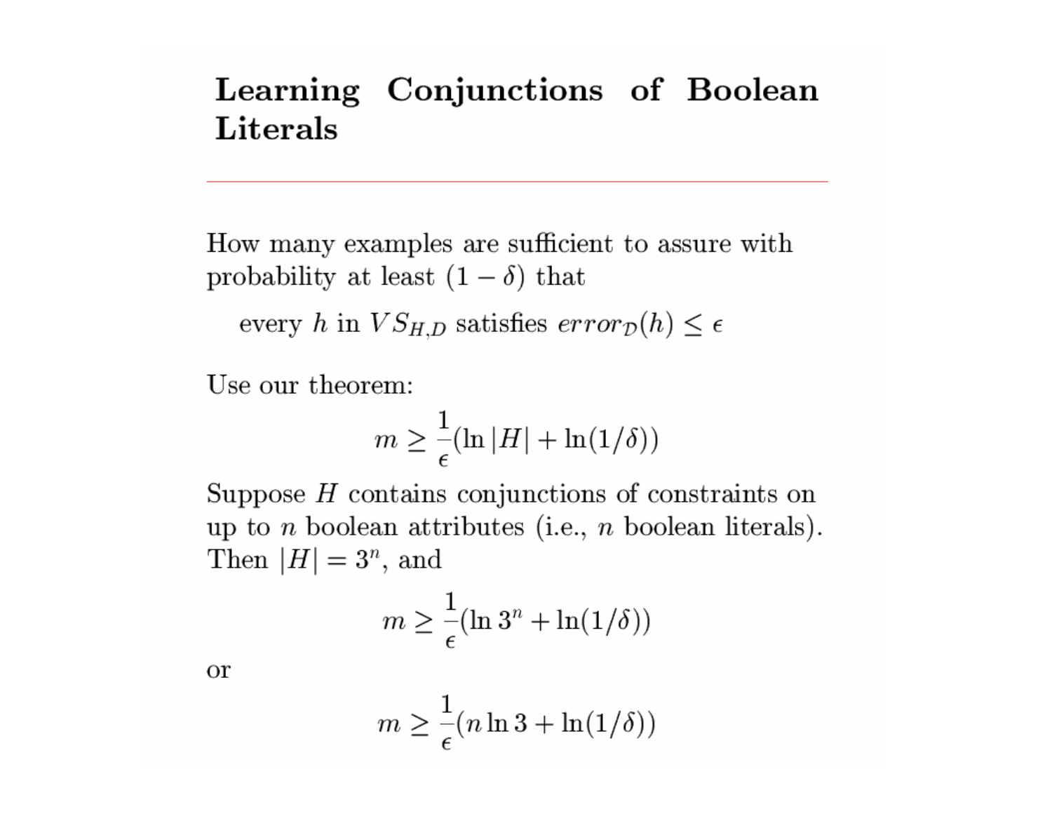# Learning Conjunctions of Boolean Literals

How many examples are sufficient to assure with probability at least $(1 - \delta)$ that

every $h$ in $VS_{H,D}$ satisfies $error_{\mathcal{D}}(h) \leq \epsilon$

Use our theorem:

$$m \geq \frac{1}{\epsilon}(\ln |H| + \ln(1/\delta))$$

Suppose $H$ contains conjunctions of constraints on up to $n$ boolean attributes (i.e., $n$ boolean literals). Then $|H| = 3^n$, and

$$m \geq \frac{1}{\epsilon}(\ln 3^n + \ln(1/\delta))$$

or

$$m \geq \frac{1}{\epsilon}(n \ln 3 + \ln(1/\delta))$$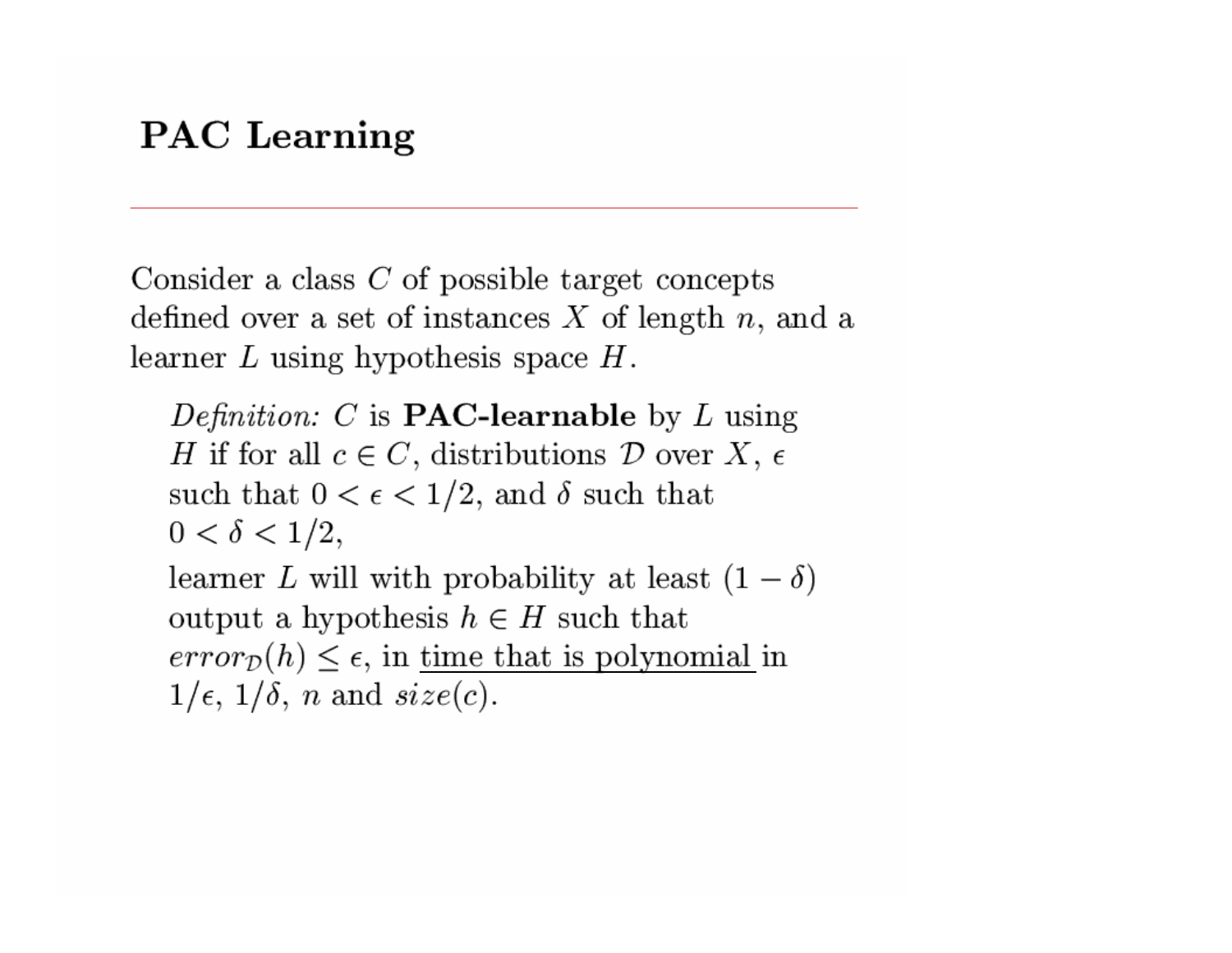# PAC Learning

Consider a class $C$ of possible target concepts defined over a set of instances $X$ of length $n$, and a learner $L$ using hypothesis space $H$.

> *Definition:* $C$ is **PAC-learnable** by $L$ using $H$ if for all $c \in C$, distributions $\mathcal{D}$ over $X$, $\epsilon$ such that $0 < \epsilon < 1/2$, and $\delta$ such that $0 < \delta < 1/2$,
>
> learner $L$ will with probability at least $(1 - \delta)$ output a hypothesis $h \in H$ such that $error_{\mathcal{D}}(h) \leq \epsilon$, in <u>time that is polynomial</u> in $1/\epsilon$, $1/\delta$, $n$ and $size(c)$.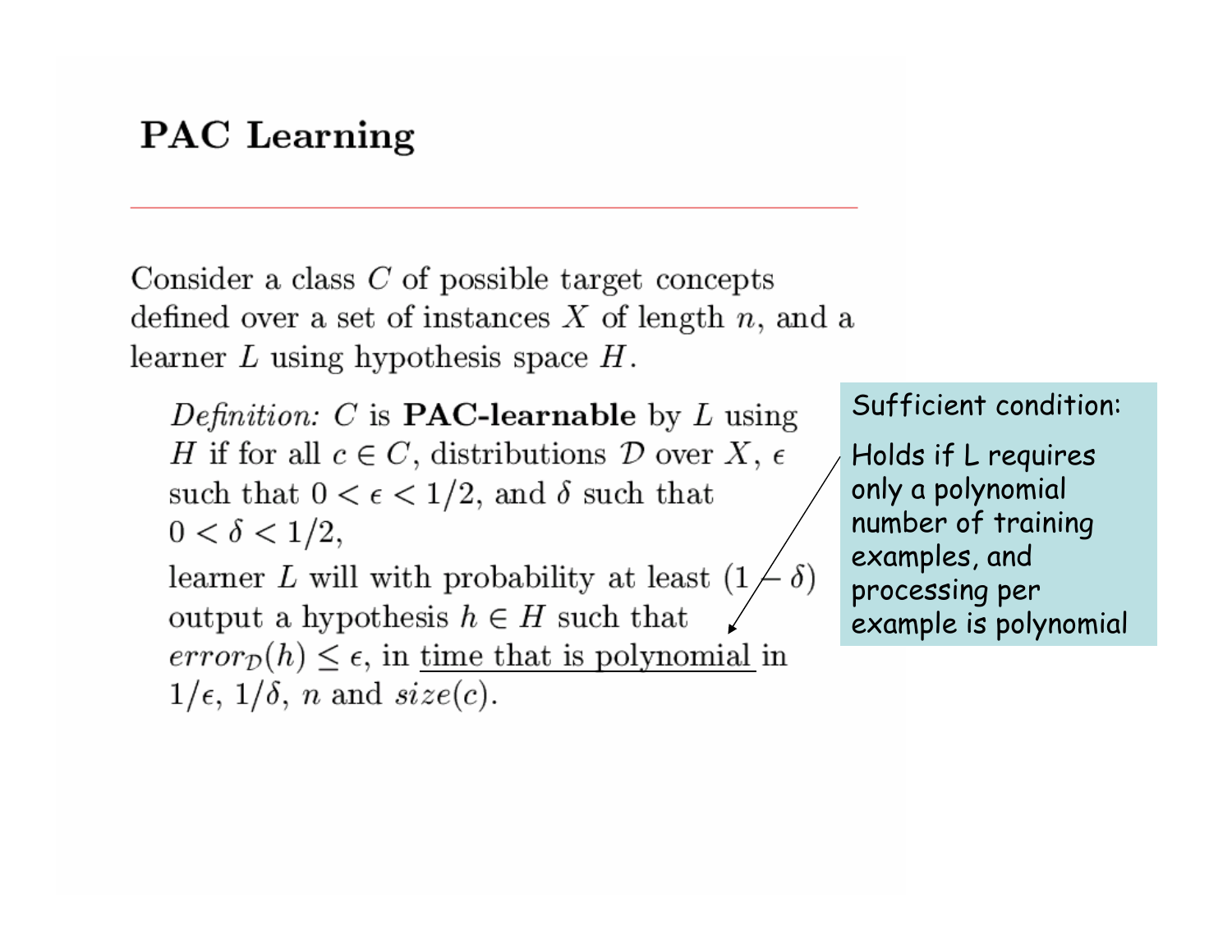# PAC Learning

Consider a class $C$ of possible target concepts defined over a set of instances $X$ of length $n$, and a learner $L$ using hypothesis space $H$.

> *Definition:* $C$ is **PAC-learnable** by $L$ using $H$ if for all $c \in C$, distributions $\mathcal{D}$ over $X$, $\epsilon$ such that $0 < \epsilon < 1/2$, and $\delta$ such that $0 < \delta < 1/2$,
>
> learner $L$ will with probability at least $(1 - \delta)$ output a hypothesis $h \in H$ such that $error_{\mathcal{D}}(h) \leq \epsilon$, in <u>time that is polynomial</u> in $1/\epsilon$, $1/\delta$, $n$ and $size(c)$.

Sufficient condition:

Holds if L requires only a polynomial number of training examples, and processing per example is polynomial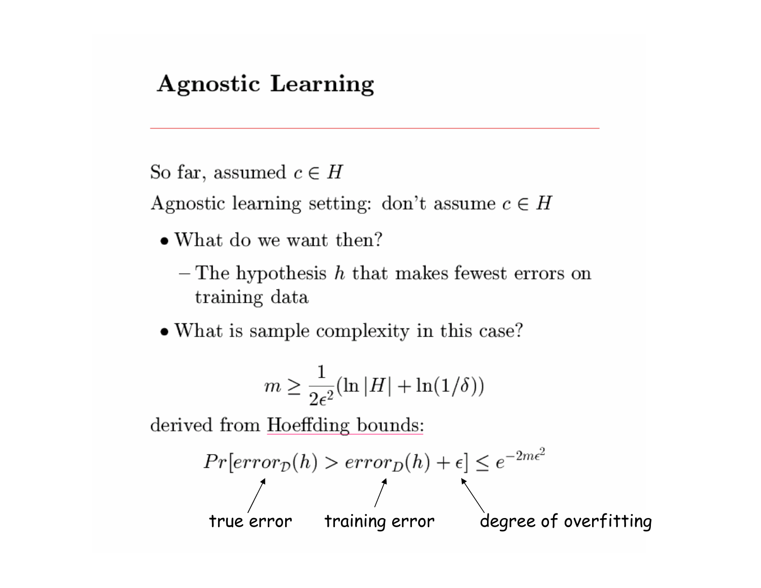# Agnostic Learning

So far, assumed $c \in H$

Agnostic learning setting: don't assume $c \in H$

- What do we want then?
  - The hypothesis $h$ that makes fewest errors on training data
- What is sample complexity in this case?

$$m \geq \frac{1}{2\epsilon^2}(\ln |H| + \ln(1/\delta))$$

derived from Hoeffding bounds:

$$Pr[error_{\mathcal{D}}(h) > error_D(h) + \epsilon] \leq e^{-2m\epsilon^2}$$

true error — training error — degree of overfitting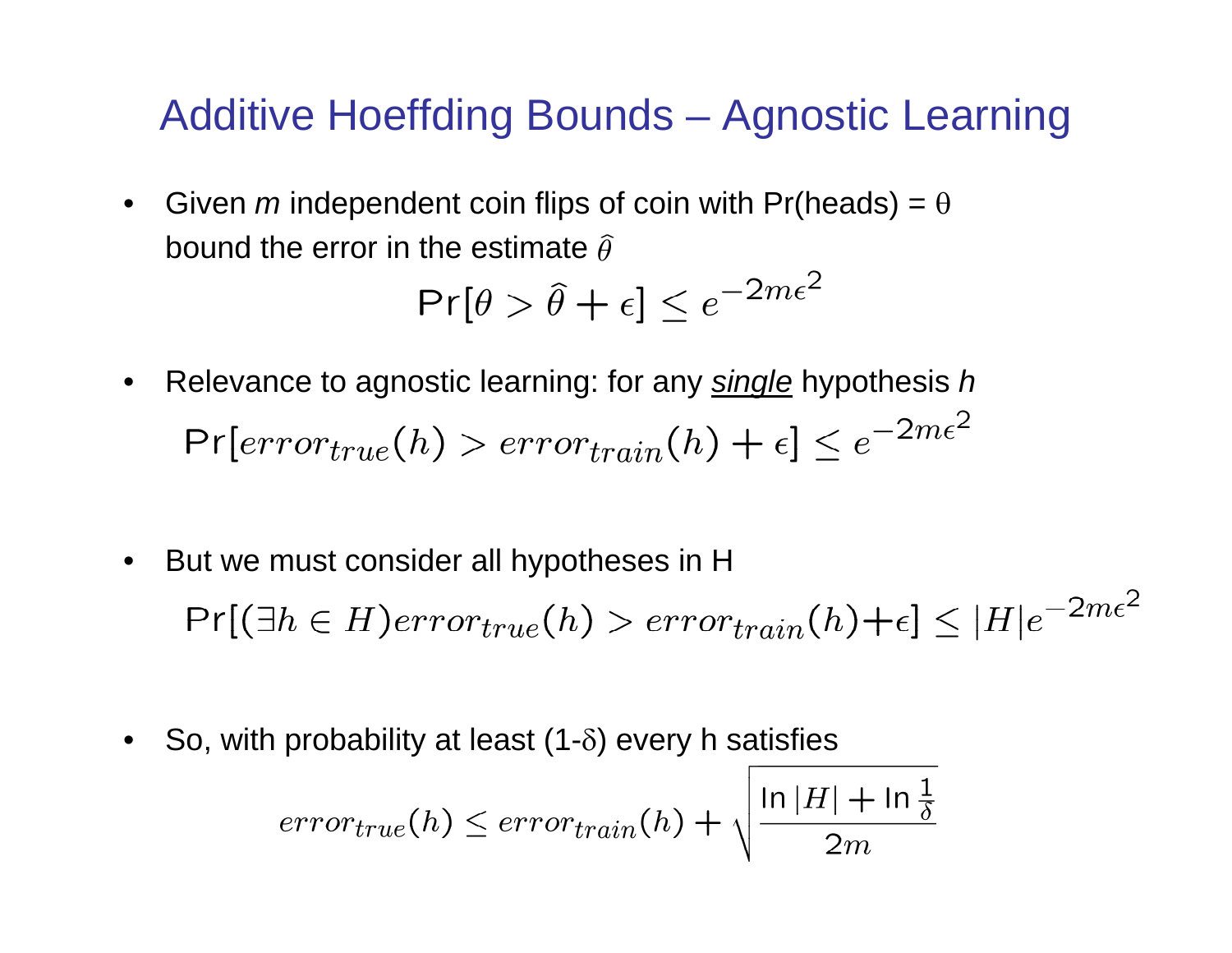# Additive Hoeffding Bounds – Agnostic Learning

- Given *m* independent coin flips of coin with Pr(heads) = $\theta$ bound the error in the estimate $\hat{\theta}$

$$\Pr[\theta > \hat{\theta} + \epsilon] \leq e^{-2m\epsilon^2}$$

- Relevance to agnostic learning: for any <u>*single*</u> hypothesis *h*

$$\Pr[error_{true}(h) > error_{train}(h) + \epsilon] \leq e^{-2m\epsilon^2}$$

- But we must consider all hypotheses in H

$$\Pr[(\exists h \in H) error_{true}(h) > error_{train}(h) + \epsilon] \leq |H| e^{-2m\epsilon^2}$$

- So, with probability at least (1-$\delta$) every h satisfies

$$error_{true}(h) \leq error_{train}(h) + \sqrt{\frac{\ln |H| + \ln \frac{1}{\delta}}{2m}}$$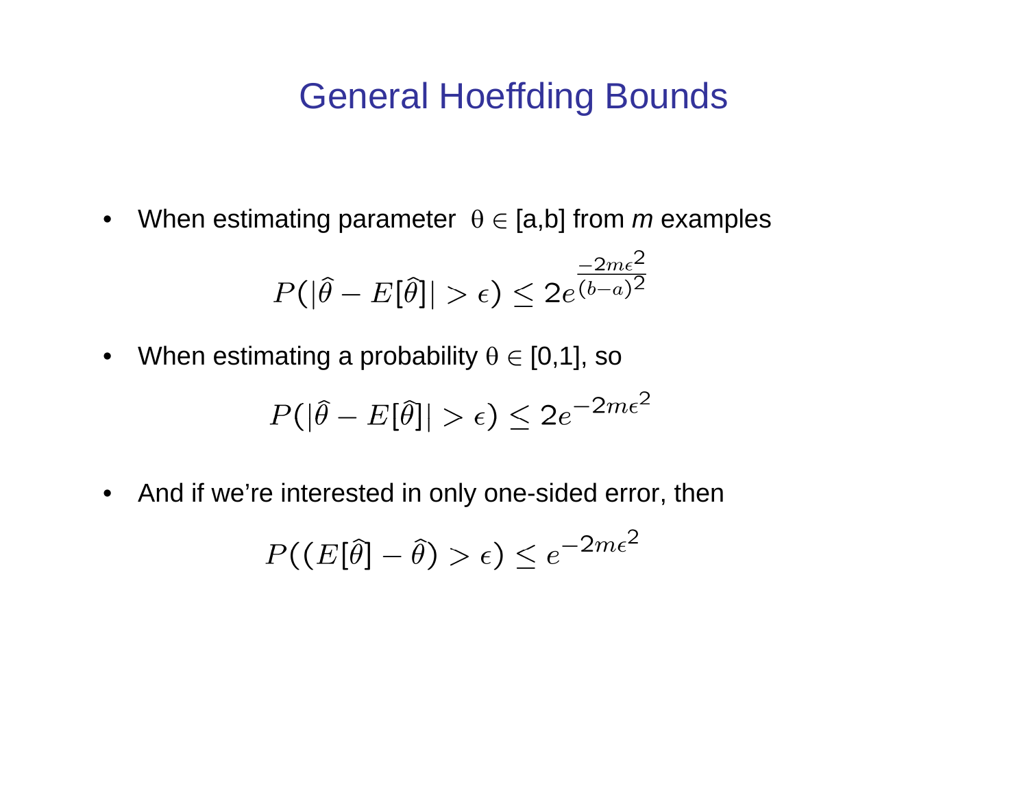# General Hoeffding Bounds

- When estimating parameter $\theta \in [a,b]$ from *m* examples

$$P(|\widehat{\theta} - E[\widehat{\theta}]| > \epsilon) \leq 2e^{\frac{-2m\epsilon^2}{(b-a)^2}}$$

- When estimating a probability $\theta \in [0,1]$, so

$$P(|\widehat{\theta} - E[\widehat{\theta}]| > \epsilon) \leq 2e^{-2m\epsilon^2}$$

- And if we're interested in only one-sided error, then

$$P((E[\widehat{\theta}] - \widehat{\theta}) > \epsilon) \leq e^{-2m\epsilon^2}$$